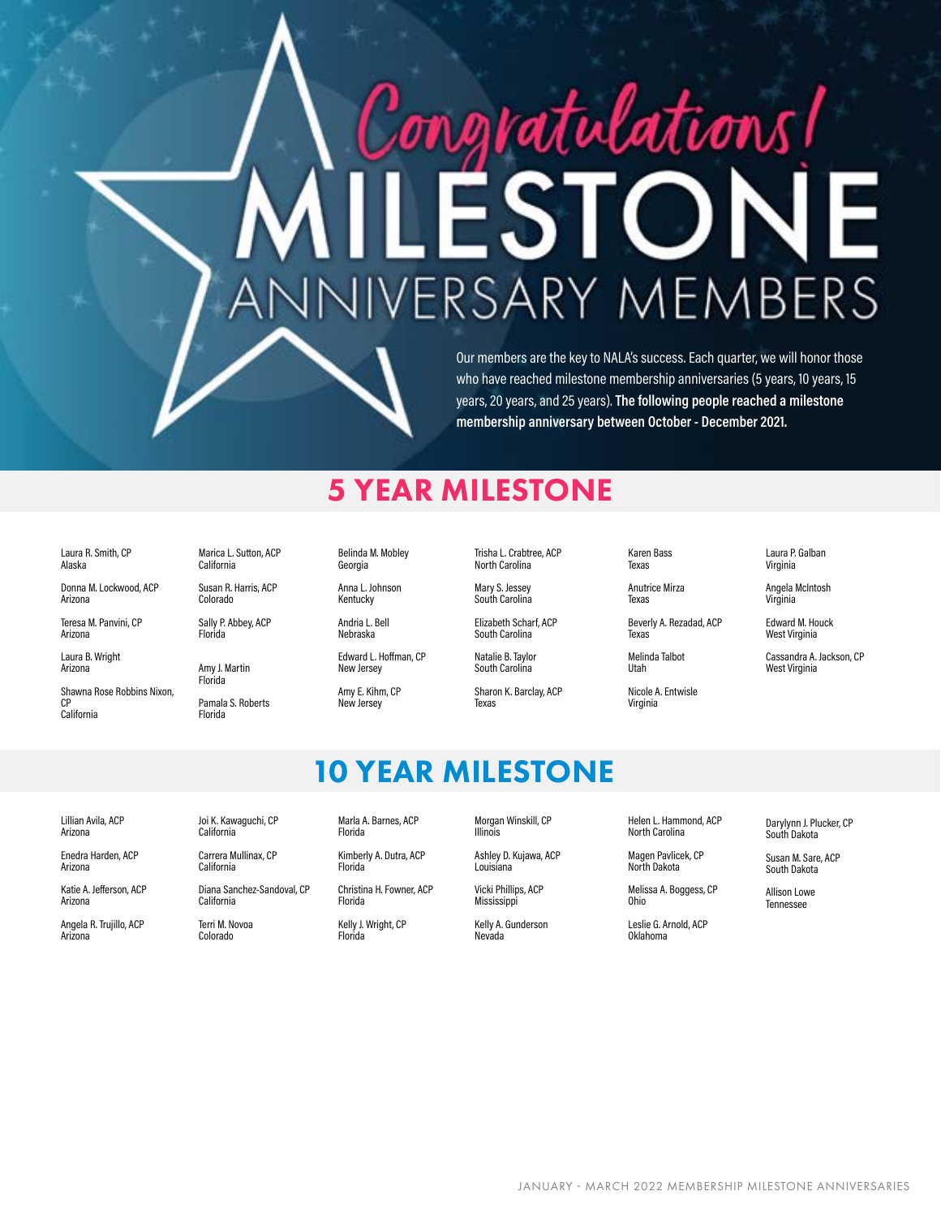# Congratulations!

# MILESTONE ANNIVERSARY MEMBERS

Our members are the key to NALA's success. Each quarter, we will honor those who have reached milestone membership anniversaries (5 years, 10 years, 15 years, 20 years, and 25 years). **The following people reached a milestone membership anniversary between October - December 2021.**

## 5 YEAR MILESTONE

Laura R. Smith, CP
Alaska

Donna M. Lockwood, ACP
Arizona

Teresa M. Panvini, CP
Arizona

Laura B. Wright
Arizona

Shawna Rose Robbins Nixon, CP
California

Marica L. Sutton, ACP
California

Susan R. Harris, ACP
Colorado

Sally P. Abbey, ACP
Florida

Amy J. Martin
Florida

Pamala S. Roberts
Florida

Belinda M. Mobley
Georgia

Anna L. Johnson
Kentucky

Andria L. Bell
Nebraska

Edward L. Hoffman, CP
New Jersey

Amy E. Kihm, CP
New Jersey

Trisha L. Crabtree, ACP
North Carolina

Mary S. Jessey
South Carolina

Elizabeth Scharf, ACP
South Carolina

Natalie B. Taylor
South Carolina

Sharon K. Barclay, ACP
Texas

Karen Bass
Texas

Anutrice Mirza
Texas

Beverly A. Rezadad, ACP
Texas

Melinda Talbot
Utah

Nicole A. Entwisle
Virginia

Laura P. Galban
Virginia

Angela McIntosh
Virginia

Edward M. Houck
West Virginia

Cassandra A. Jackson, CP
West Virginia

## 10 YEAR MILESTONE

Lillian Avila, ACP
Arizona

Enedra Harden, ACP
Arizona

Katie A. Jefferson, ACP
Arizona

Angela R. Trujillo, ACP
Arizona

Joi K. Kawaguchi, CP
California

Carrera Mullinax, CP
California

Diana Sanchez-Sandoval, CP
California

Terri M. Novoa
Colorado

Marla A. Barnes, ACP
Florida

Kimberly A. Dutra, ACP
Florida

Christina H. Fowner, ACP
Florida

Kelly J. Wright, CP
Florida

Morgan Winskill, CP
Illinois

Ashley D. Kujawa, ACP
Louisiana

Vicki Phillips, ACP
Mississippi

Kelly A. Gunderson
Nevada

Helen L. Hammond, ACP
North Carolina

Magen Pavlicek, CP
North Dakota

Melissa A. Boggess, CP
Ohio

Leslie G. Arnold, ACP
Oklahoma

Darylynn J. Plucker, CP
South Dakota

Susan M. Sare, ACP
South Dakota

Allison Lowe
Tennessee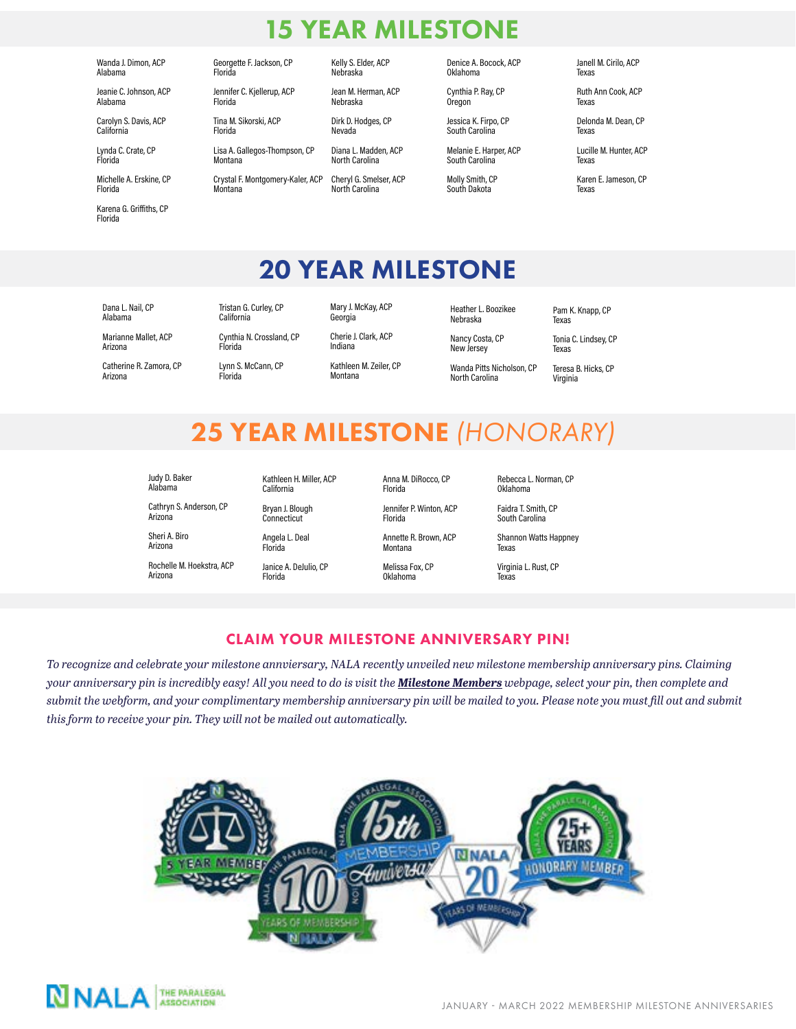# 15 YEAR MILESTONE

Wanda J. Dimon, ACP
Alabama

Jeanie C. Johnson, ACP
Alabama

Carolyn S. Davis, ACP
California

Lynda C. Crate, CP
Florida

Michelle A. Erskine, CP
Florida

Karena G. Griffiths, CP
Florida

Georgette F. Jackson, CP
Florida

Jennifer C. Kjellerup, ACP
Florida

Tina M. Sikorski, ACP
Florida

Lisa A. Gallegos-Thompson, CP
Montana

Crystal F. Montgomery-Kaler, ACP
Montana

Kelly S. Elder, ACP
Nebraska

Jean M. Herman, ACP
Nebraska

Dirk D. Hodges, CP
Nevada

Diana L. Madden, ACP
North Carolina

Cheryl G. Smelser, ACP
North Carolina

Denice A. Bocock, ACP
Oklahoma

Cynthia P. Ray, CP
Oregon

Jessica K. Firpo, CP
South Carolina

Melanie E. Harper, ACP
South Carolina

Molly Smith, CP
South Dakota

Janell M. Cirilo, ACP
Texas

Ruth Ann Cook, ACP
Texas

Delonda M. Dean, CP
Texas

Lucille M. Hunter, ACP
Texas

Karen E. Jameson, CP
Texas

# 20 YEAR MILESTONE

Dana L. Nail, CP
Alabama

Marianne Mallet, ACP
Arizona

Catherine R. Zamora, CP
Arizona

Tristan G. Curley, CP
California

Cynthia N. Crossland, CP
Florida

Lynn S. McCann, CP
Florida

Mary J. McKay, ACP
Georgia

Cherie J. Clark, ACP
Indiana

Kathleen M. Zeiler, CP
Montana

Heather L. Boozikee
Nebraska

Nancy Costa, CP
New Jersey

Wanda Pitts Nicholson, CP
North Carolina

Pam K. Knapp, CP
Texas

Tonia C. Lindsey, CP
Texas

Teresa B. Hicks, CP
Virginia

# 25 YEAR MILESTONE *(HONORARY)*

Judy D. Baker
Alabama

Cathryn S. Anderson, CP
Arizona

Sheri A. Biro
Arizona

Rochelle M. Hoekstra, ACP
Arizona

Kathleen H. Miller, ACP
California

Bryan J. Blough
Connecticut

Angela L. Deal
Florida

Janice A. DeJulio, CP
Florida

Anna M. DiRocco, CP
Florida

Jennifer P. Winton, ACP
Florida

Annette R. Brown, ACP
Montana

Melissa Fox, CP
Oklahoma

Rebecca L. Norman, CP
Oklahoma

Faidra T. Smith, CP
South Carolina

Shannon Watts Happney
Texas

Virginia L. Rust, CP
Texas

## CLAIM YOUR MILESTONE ANNIVERSARY PIN!

*To recognize and celebrate your milestone annviersary, NALA recently unveiled new milestone membership anniversary pins. Claiming your anniversary pin is incredibly easy! All you need to do is visit the* ***Milestone Members*** *webpage, select your pin, then complete and submit the webform, and your complimentary membership anniversary pin will be mailed to you. Please note you must fill out and submit this form to receive your pin. They will not be mailed out automatically.*

JANUARY - MARCH 2022 MEMBERSHIP MILESTONE ANNIVERSARIES